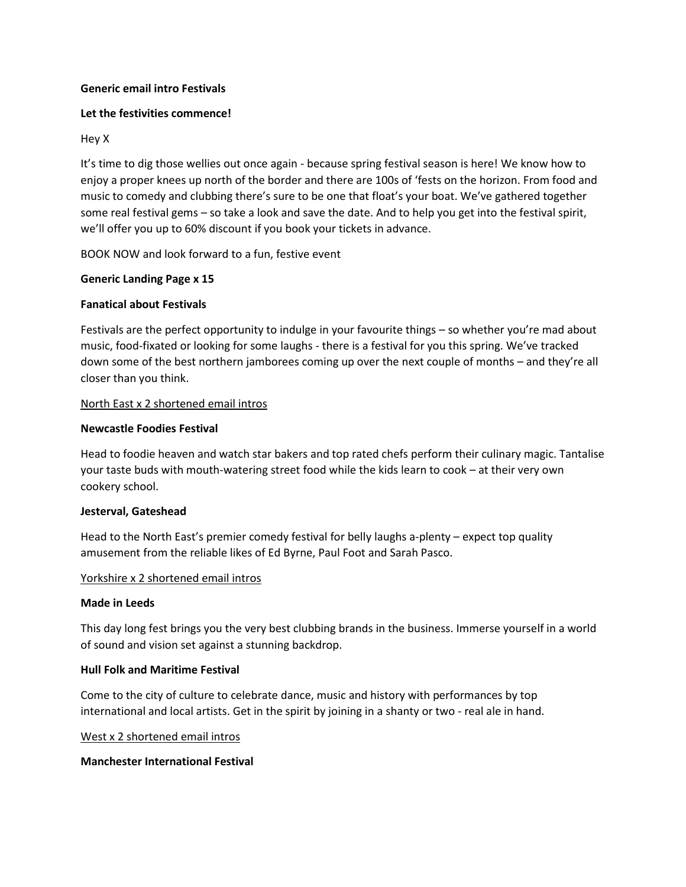**Generic email intro Festivals**

**Let the festivities commence!**

Hey X

It's time to dig those wellies out once again - because spring festival season is here! We know how to enjoy a proper knees up north of the border and there are 100s of 'fests on the horizon. From food and music to comedy and clubbing there's sure to be one that float's your boat. We've gathered together some real festival gems – so take a look and save the date. And to help you get into the festival spirit, we'll offer you up to 60% discount if you book your tickets in advance.

BOOK NOW and look forward to a fun, festive event

**Generic Landing Page x 15**

**Fanatical about Festivals**

Festivals are the perfect opportunity to indulge in your favourite things – so whether you're mad about music, food-fixated or looking for some laughs - there is a festival for you this spring. We've tracked down some of the best northern jamborees coming up over the next couple of months – and they're all closer than you think.

<u>North East x 2 shortened email intros</u>

**Newcastle Foodies Festival**

Head to foodie heaven and watch star bakers and top rated chefs perform their culinary magic. Tantalise your taste buds with mouth-watering street food while the kids learn to cook – at their very own cookery school.

**Jesterval, Gateshead**

Head to the North East's premier comedy festival for belly laughs a-plenty – expect top quality amusement from the reliable likes of Ed Byrne, Paul Foot and Sarah Pasco.

<u>Yorkshire x 2 shortened email intros</u>

**Made in Leeds**

This day long fest brings you the very best clubbing brands in the business. Immerse yourself in a world of sound and vision set against a stunning backdrop.

**Hull Folk and Maritime Festival**

Come to the city of culture to celebrate dance, music and history with performances by top international and local artists. Get in the spirit by joining in a shanty or two - real ale in hand.

<u>West x 2 shortened email intros</u>

**Manchester International Festival**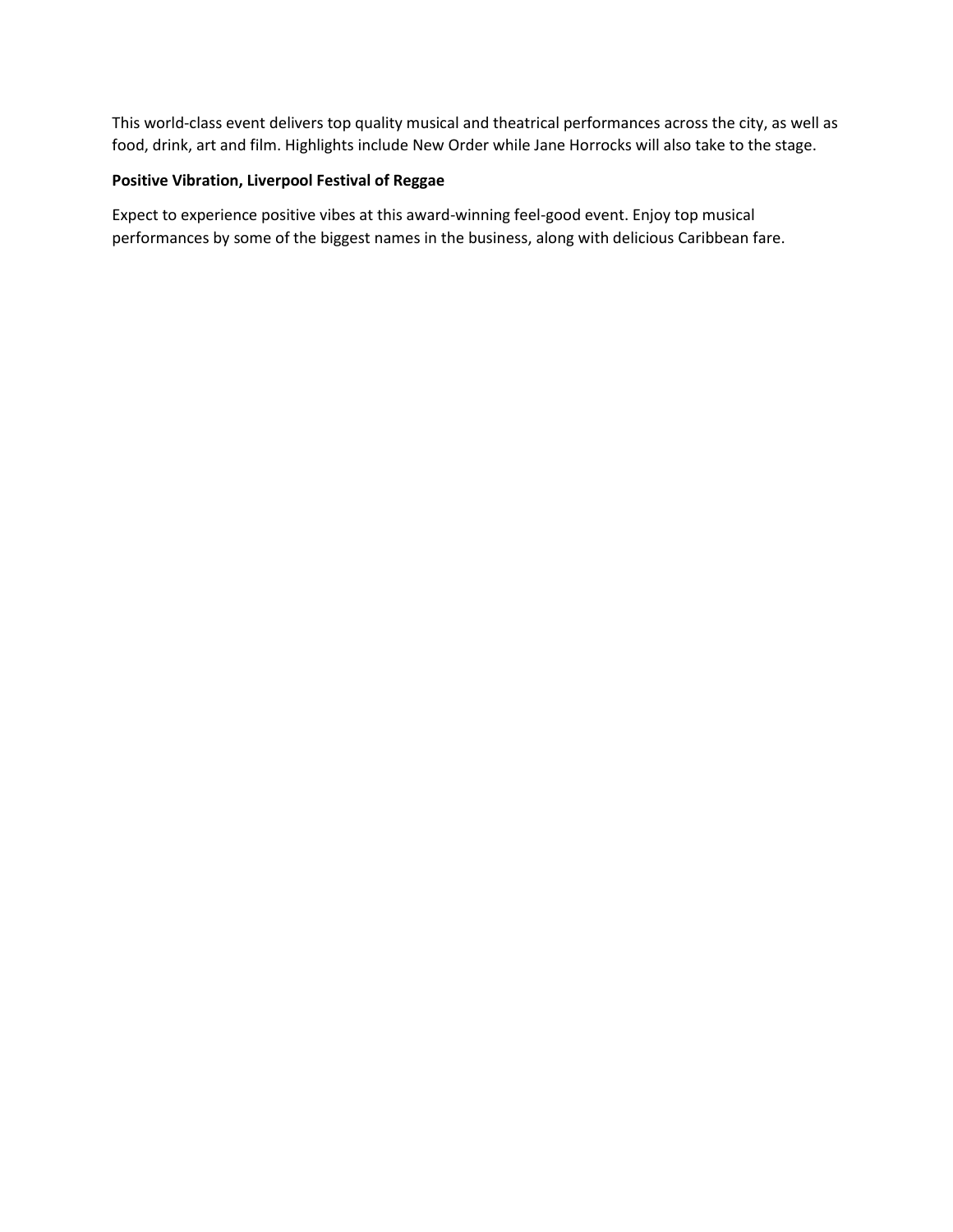This world-class event delivers top quality musical and theatrical performances across the city, as well as food, drink, art and film. Highlights include New Order while Jane Horrocks will also take to the stage.

**Positive Vibration, Liverpool Festival of Reggae**

Expect to experience positive vibes at this award-winning feel-good event. Enjoy top musical performances by some of the biggest names in the business, along with delicious Caribbean fare.